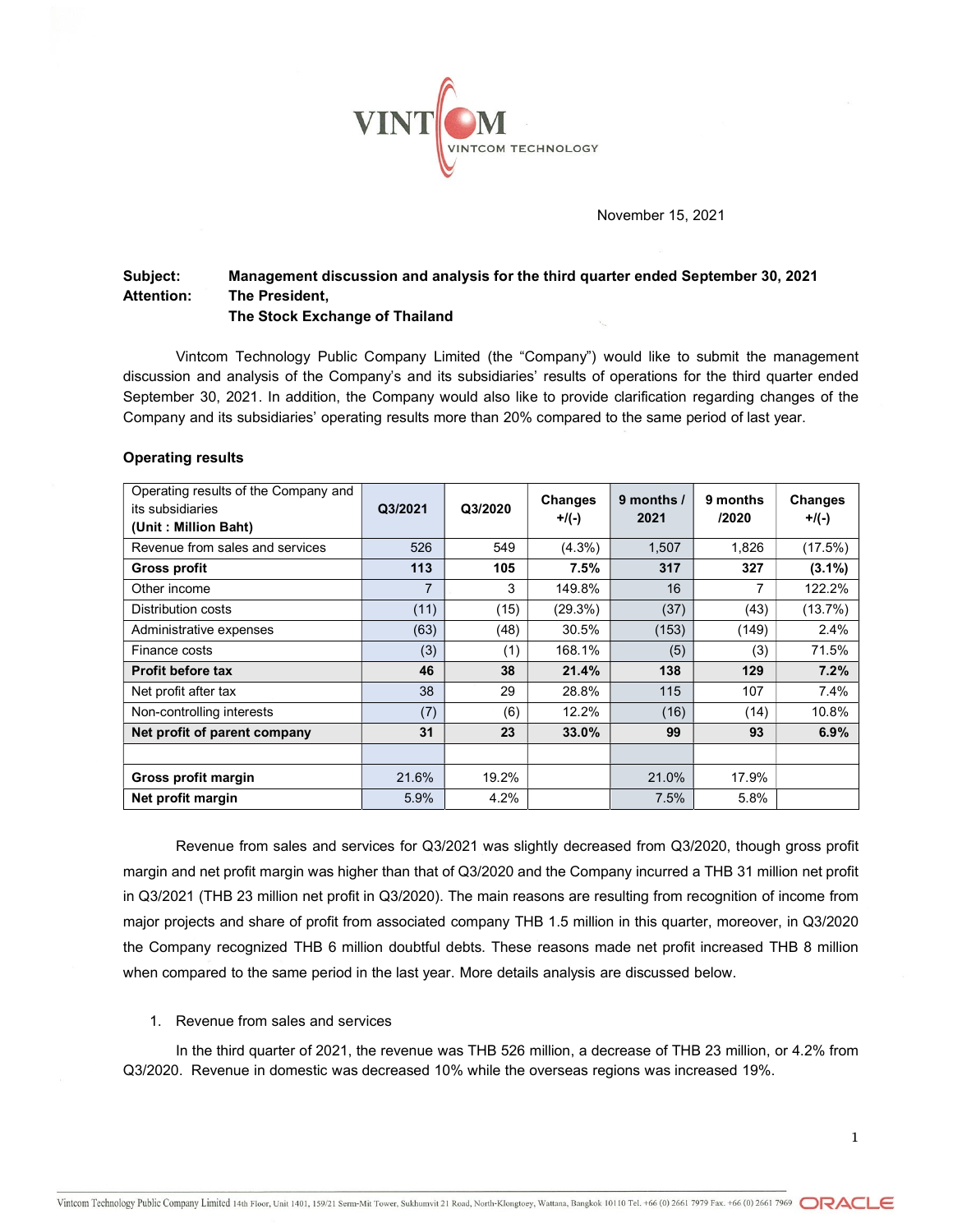VINTCOM
VINTCOM TECHNOLOGY

November 15, 2021

**Subject:** **Management discussion and analysis for the third quarter ended September 30, 2021**
**Attention:** **The President,**
**The Stock Exchange of Thailand**

Vintcom Technology Public Company Limited (the "Company") would like to submit the management discussion and analysis of the Company's and its subsidiaries' results of operations for the third quarter ended September 30, 2021. In addition, the Company would also like to provide clarification regarding changes of the Company and its subsidiaries' operating results more than 20% compared to the same period of last year.

**Operating results**

| Operating results of the Company and its subsidiaries **(Unit : Million Baht)** | Q3/2021 | Q3/2020 | Changes +/(-) | 9 months / 2021 | 9 months /2020 | Changes +/(-) |
|---|---|---|---|---|---|---|
| Revenue from sales and services | 526 | 549 | (4.3%) | 1,507 | 1,826 | (17.5%) |
| **Gross profit** | **113** | **105** | **7.5%** | **317** | **327** | **(3.1%)** |
| Other income | 7 | 3 | 149.8% | 16 | 7 | 122.2% |
| Distribution costs | (11) | (15) | (29.3%) | (37) | (43) | (13.7%) |
| Administrative expenses | (63) | (48) | 30.5% | (153) | (149) | 2.4% |
| Finance costs | (3) | (1) | 168.1% | (5) | (3) | 71.5% |
| **Profit before tax** | **46** | **38** | **21.4%** | **138** | **129** | **7.2%** |
| Net profit after tax | 38 | 29 | 28.8% | 115 | 107 | 7.4% |
| Non-controlling interests | (7) | (6) | 12.2% | (16) | (14) | 10.8% |
| **Net profit of parent company** | **31** | **23** | **33.0%** | **99** | **93** | **6.9%** |
| | | | | | | |
| **Gross profit margin** | 21.6% | 19.2% | | 21.0% | 17.9% | |
| **Net profit margin** | 5.9% | 4.2% | | 7.5% | 5.8% | |

Revenue from sales and services for Q3/2021 was slightly decreased from Q3/2020, though gross profit margin and net profit margin was higher than that of Q3/2020 and the Company incurred a THB 31 million net profit in Q3/2021 (THB 23 million net profit in Q3/2020). The main reasons are resulting from recognition of income from major projects and share of profit from associated company THB 1.5 million in this quarter, moreover, in Q3/2020 the Company recognized THB 6 million doubtful debts. These reasons made net profit increased THB 8 million when compared to the same period in the last year. More details analysis are discussed below.

1. Revenue from sales and services

In the third quarter of 2021, the revenue was THB 526 million, a decrease of THB 23 million, or 4.2% from Q3/2020. Revenue in domestic was decreased 10% while the overseas regions was increased 19%.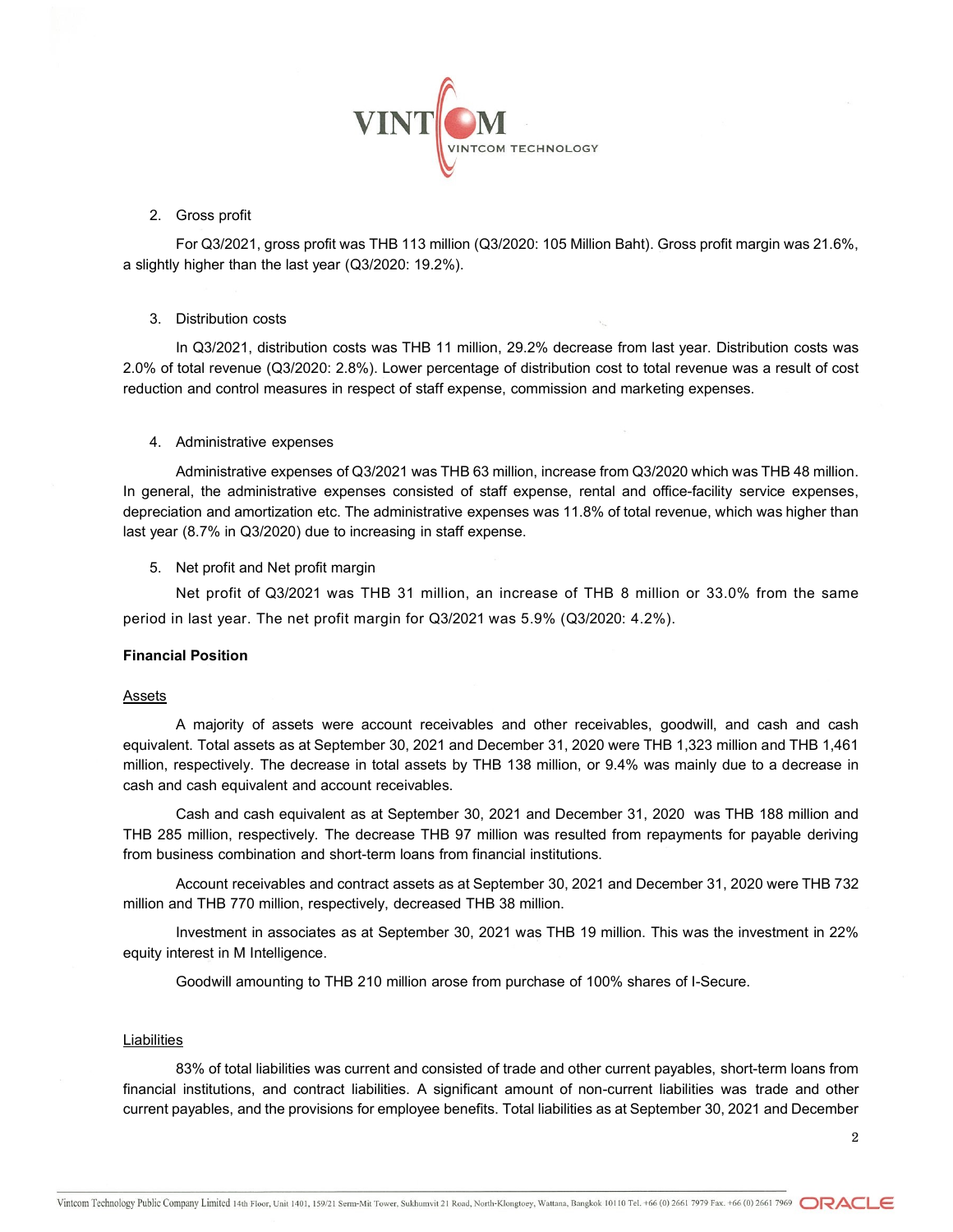2. Gross profit

For Q3/2021, gross profit was THB 113 million (Q3/2020: 105 Million Baht). Gross profit margin was 21.6%, a slightly higher than the last year (Q3/2020: 19.2%).

3. Distribution costs

In Q3/2021, distribution costs was THB 11 million, 29.2% decrease from last year. Distribution costs was 2.0% of total revenue (Q3/2020: 2.8%). Lower percentage of distribution cost to total revenue was a result of cost reduction and control measures in respect of staff expense, commission and marketing expenses.

4. Administrative expenses

Administrative expenses of Q3/2021 was THB 63 million, increase from Q3/2020 which was THB 48 million. In general, the administrative expenses consisted of staff expense, rental and office-facility service expenses, depreciation and amortization etc. The administrative expenses was 11.8% of total revenue, which was higher than last year (8.7% in Q3/2020) due to increasing in staff expense.

5. Net profit and Net profit margin

Net profit of Q3/2021 was THB 31 million, an increase of THB 8 million or 33.0% from the same period in last year. The net profit margin for Q3/2021 was 5.9% (Q3/2020: 4.2%).

**Financial Position**

Assets

A majority of assets were account receivables and other receivables, goodwill, and cash and cash equivalent. Total assets as at September 30, 2021 and December 31, 2020 were THB 1,323 million and THB 1,461 million, respectively. The decrease in total assets by THB 138 million, or 9.4% was mainly due to a decrease in cash and cash equivalent and account receivables.

Cash and cash equivalent as at September 30, 2021 and December 31, 2020 was THB 188 million and THB 285 million, respectively. The decrease THB 97 million was resulted from repayments for payable deriving from business combination and short-term loans from financial institutions.

Account receivables and contract assets as at September 30, 2021 and December 31, 2020 were THB 732 million and THB 770 million, respectively, decreased THB 38 million.

Investment in associates as at September 30, 2021 was THB 19 million. This was the investment in 22% equity interest in M Intelligence.

Goodwill amounting to THB 210 million arose from purchase of 100% shares of I-Secure.

Liabilities

83% of total liabilities was current and consisted of trade and other current payables, short-term loans from financial institutions, and contract liabilities. A significant amount of non-current liabilities was trade and other current payables, and the provisions for employee benefits. Total liabilities as at September 30, 2021 and December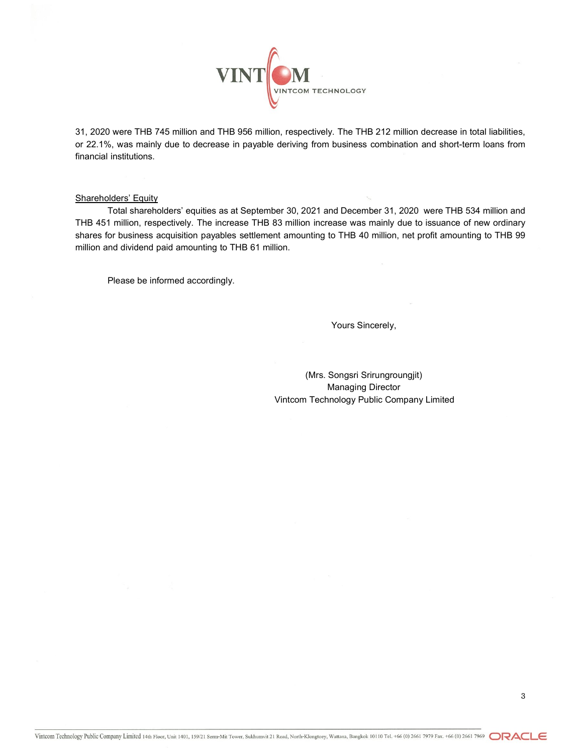31, 2020 were THB 745 million and THB 956 million, respectively. The THB 212 million decrease in total liabilities, or 22.1%, was mainly due to decrease in payable deriving from business combination and short-term loans from financial institutions.

Shareholders' Equity

Total shareholders' equities as at September 30, 2021 and December 31, 2020 were THB 534 million and THB 451 million, respectively. The increase THB 83 million increase was mainly due to issuance of new ordinary shares for business acquisition payables settlement amounting to THB 40 million, net profit amounting to THB 99 million and dividend paid amounting to THB 61 million.

Please be informed accordingly.

Yours Sincerely,

(Mrs. Songsri Srirungroungjit)
Managing Director
Vintcom Technology Public Company Limited